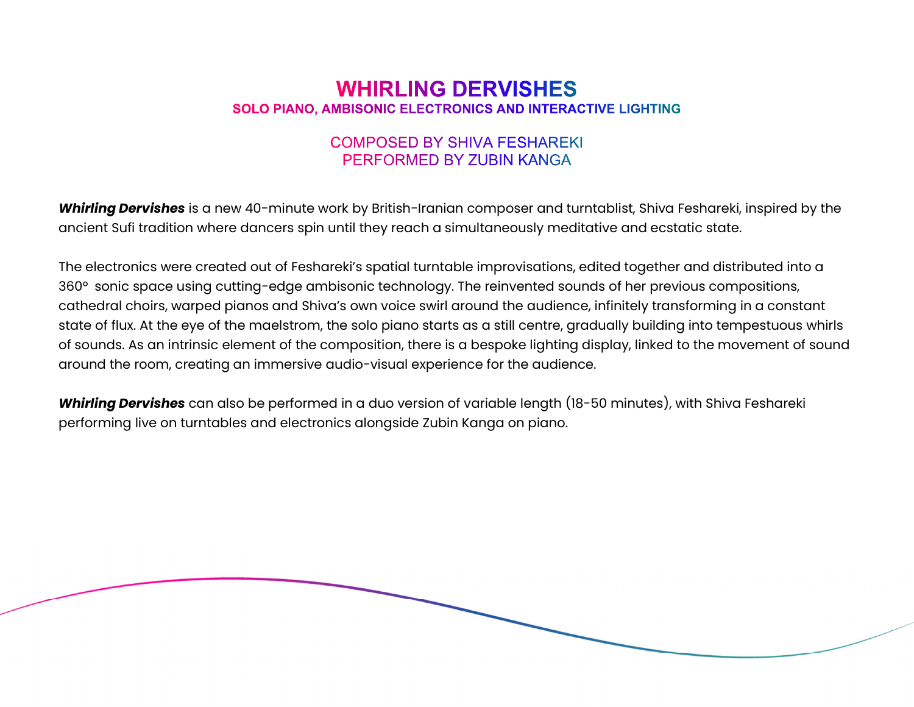# WHIRLING DERVISHES

## SOLO PIANO, AMBISONIC ELECTRONICS AND INTERACTIVE LIGHTING

COMPOSED BY SHIVA FESHAREKI
PERFORMED BY ZUBIN KANGA

***Whirling Dervishes*** is a new 40-minute work by British-Iranian composer and turntablist, Shiva Feshareki, inspired by the ancient Sufi tradition where dancers spin until they reach a simultaneously meditative and ecstatic state.

The electronics were created out of Feshareki's spatial turntable improvisations, edited together and distributed into a 360° sonic space using cutting-edge ambisonic technology. The reinvented sounds of her previous compositions, cathedral choirs, warped pianos and Shiva's own voice swirl around the audience, infinitely transforming in a constant state of flux. At the eye of the maelstrom, the solo piano starts as a still centre, gradually building into tempestuous whirls of sounds. As an intrinsic element of the composition, there is a bespoke lighting display, linked to the movement of sound around the room, creating an immersive audio-visual experience for the audience.

***Whirling Dervishes*** can also be performed in a duo version of variable length (18-50 minutes), with Shiva Feshareki performing live on turntables and electronics alongside Zubin Kanga on piano.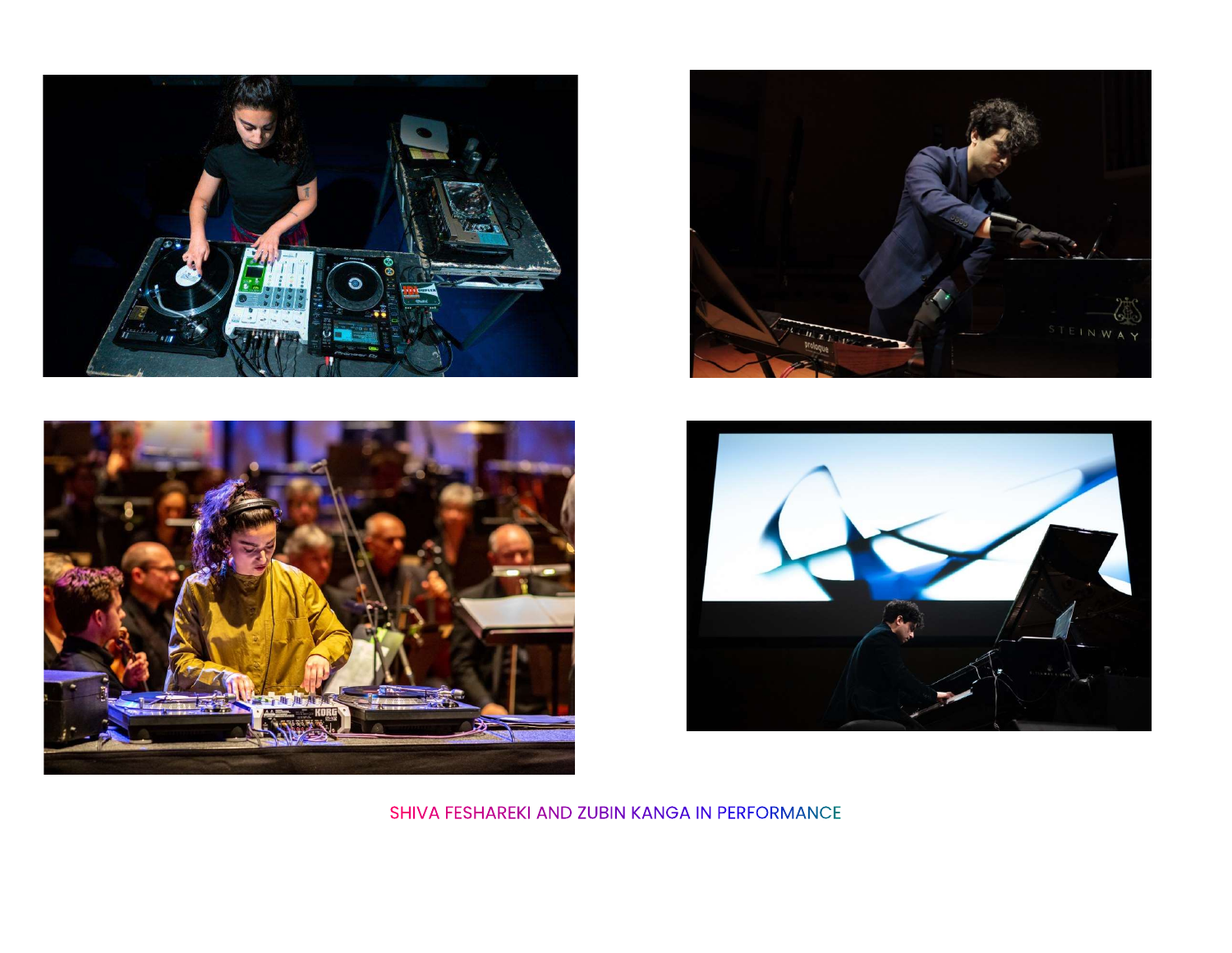SHIVA FESHAREKI AND ZUBIN KANGA IN PERFORMANCE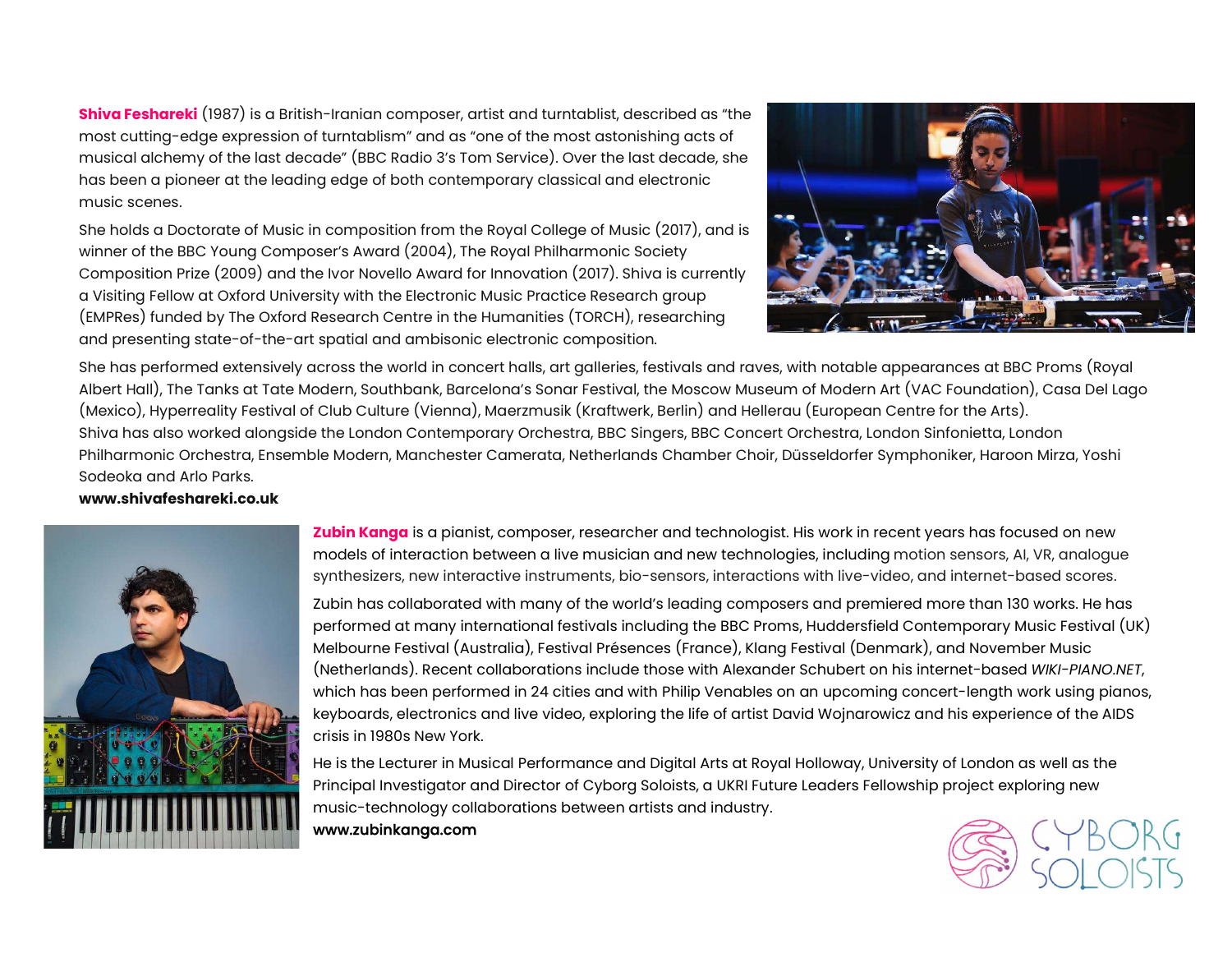**Shiva Feshareki** (1987) is a British-Iranian composer, artist and turntablist, described as "the most cutting-edge expression of turntablism" and as "one of the most astonishing acts of musical alchemy of the last decade" (BBC Radio 3's Tom Service). Over the last decade, she has been a pioneer at the leading edge of both contemporary classical and electronic music scenes.

She holds a Doctorate of Music in composition from the Royal College of Music (2017), and is winner of the BBC Young Composer's Award (2004), The Royal Philharmonic Society Composition Prize (2009) and the Ivor Novello Award for Innovation (2017). Shiva is currently a Visiting Fellow at Oxford University with the Electronic Music Practice Research group (EMPRes) funded by The Oxford Research Centre in the Humanities (TORCH), researching and presenting state-of-the-art spatial and ambisonic electronic composition.

She has performed extensively across the world in concert halls, art galleries, festivals and raves, with notable appearances at BBC Proms (Royal Albert Hall), The Tanks at Tate Modern, Southbank, Barcelona's Sonar Festival, the Moscow Museum of Modern Art (VAC Foundation), Casa Del Lago (Mexico), Hyperreality Festival of Club Culture (Vienna), Maerzmusik (Kraftwerk, Berlin) and Hellerau (European Centre for the Arts).
Shiva has also worked alongside the London Contemporary Orchestra, BBC Singers, BBC Concert Orchestra, London Sinfonietta, London Philharmonic Orchestra, Ensemble Modern, Manchester Camerata, Netherlands Chamber Choir, Düsseldorfer Symphoniker, Haroon Mirza, Yoshi Sodeoka and Arlo Parks.

**www.shivafesharekI.co.uk**

**Zubin Kanga** is a pianist, composer, researcher and technologist. His work in recent years has focused on new models of interaction between a live musician and new technologies, including motion sensors, AI, VR, analogue synthesizers, new interactive instruments, bio-sensors, interactions with live-video, and internet-based scores.

Zubin has collaborated with many of the world's leading composers and premiered more than 130 works. He has performed at many international festivals including the BBC Proms, Huddersfield Contemporary Music Festival (UK) Melbourne Festival (Australia), Festival Présences (France), Klang Festival (Denmark), and November Music (Netherlands). Recent collaborations include those with Alexander Schubert on his internet-based *WIKI-PIANO.NET*, which has been performed in 24 cities and with Philip Venables on an upcoming concert-length work using pianos, keyboards, electronics and live video, exploring the life of artist David Wojnarowicz and his experience of the AIDS crisis in 1980s New York.

He is the Lecturer in Musical Performance and Digital Arts at Royal Holloway, University of London as well as the Principal Investigator and Director of Cyborg Soloists, a UKRI Future Leaders Fellowship project exploring new music-technology collaborations between artists and industry.

**www.zubinkanga.com**

CYBORG SOLOISTS